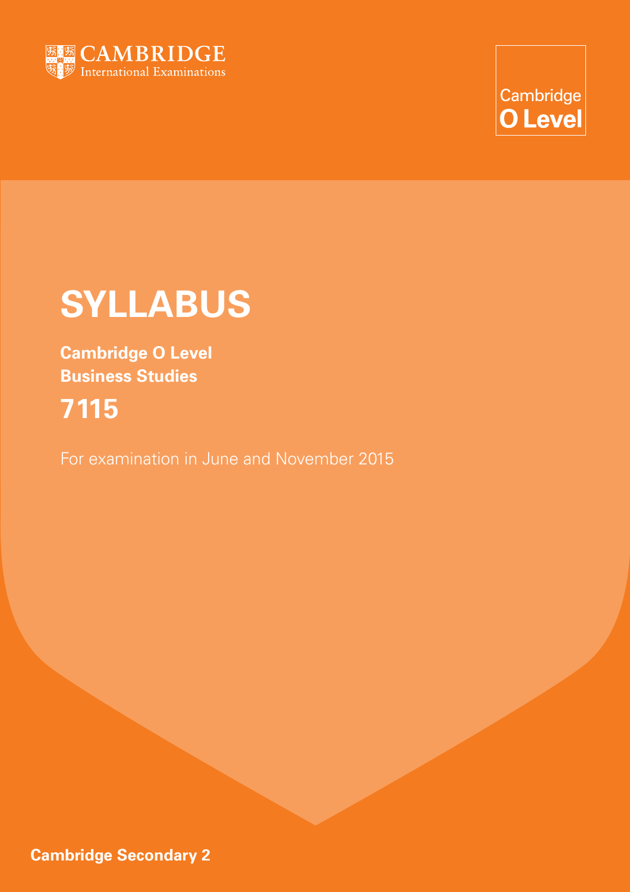CAMBRIDGE
International Examinations

Cambridge
**O Level**

# SYLLABUS

**Cambridge O Level**
**Business Studies**

## 7115

For examination in June and November 2015

**Cambridge Secondary 2**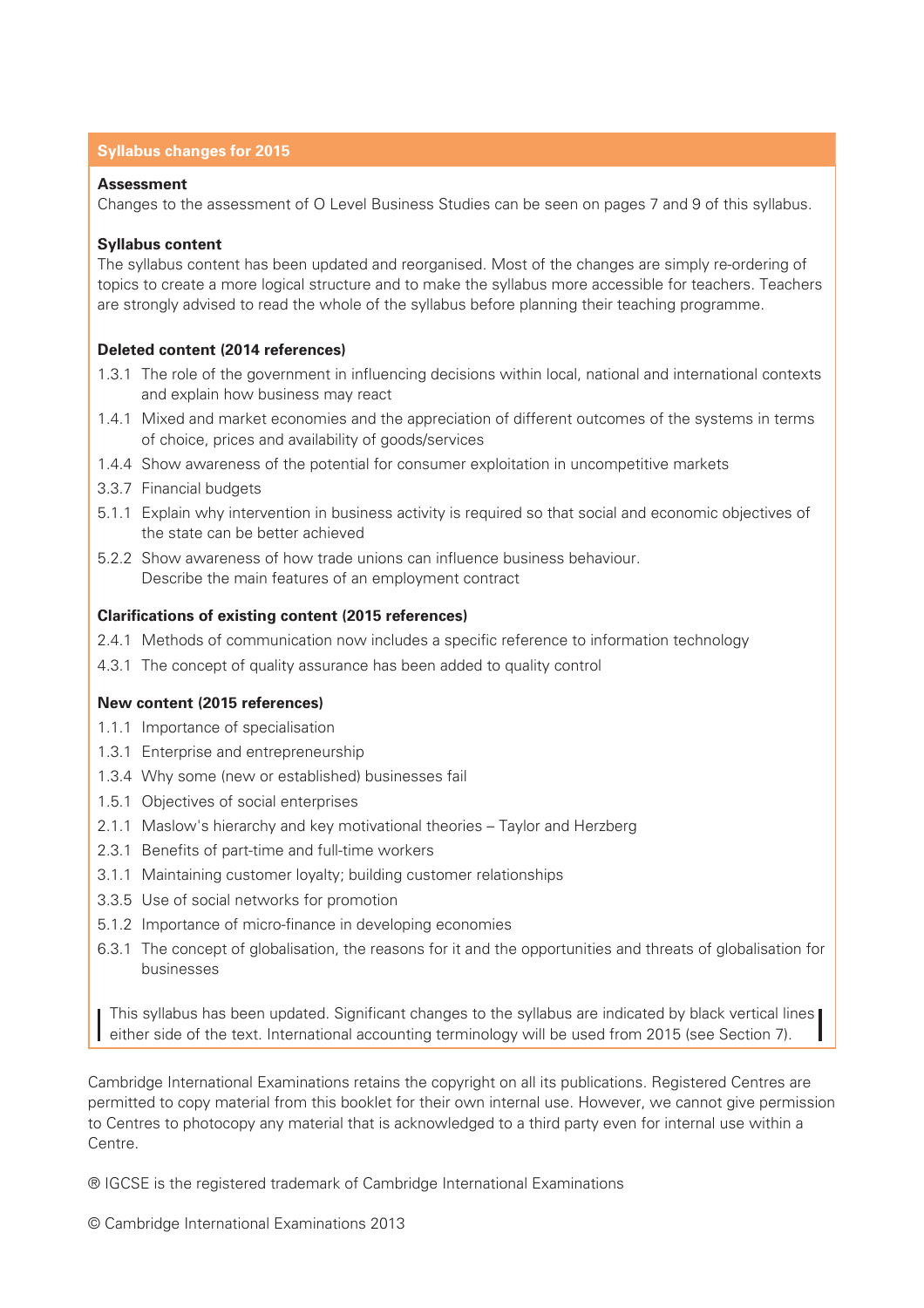## Syllabus changes for 2015

**Assessment**

Changes to the assessment of O Level Business Studies can be seen on pages 7 and 9 of this syllabus.

**Syllabus content**

The syllabus content has been updated and reorganised. Most of the changes are simply re-ordering of topics to create a more logical structure and to make the syllabus more accessible for teachers. Teachers are strongly advised to read the whole of the syllabus before planning their teaching programme.

**Deleted content (2014 references)**

- 1.3.1 The role of the government in influencing decisions within local, national and international contexts and explain how business may react
- 1.4.1 Mixed and market economies and the appreciation of different outcomes of the systems in terms of choice, prices and availability of goods/services
- 1.4.4 Show awareness of the potential for consumer exploitation in uncompetitive markets
- 3.3.7 Financial budgets
- 5.1.1 Explain why intervention in business activity is required so that social and economic objectives of the state can be better achieved
- 5.2.2 Show awareness of how trade unions can influence business behaviour. Describe the main features of an employment contract

**Clarifications of existing content (2015 references)**

- 2.4.1 Methods of communication now includes a specific reference to information technology
- 4.3.1 The concept of quality assurance has been added to quality control

**New content (2015 references)**

- 1.1.1 Importance of specialisation
- 1.3.1 Enterprise and entrepreneurship
- 1.3.4 Why some (new or established) businesses fail
- 1.5.1 Objectives of social enterprises
- 2.1.1 Maslow's hierarchy and key motivational theories – Taylor and Herzberg
- 2.3.1 Benefits of part-time and full-time workers
- 3.1.1 Maintaining customer loyalty; building customer relationships
- 3.3.5 Use of social networks for promotion
- 5.1.2 Importance of micro-finance in developing economies
- 6.3.1 The concept of globalisation, the reasons for it and the opportunities and threats of globalisation for businesses

This syllabus has been updated. Significant changes to the syllabus are indicated by black vertical lines either side of the text. International accounting terminology will be used from 2015 (see Section 7).

Cambridge International Examinations retains the copyright on all its publications. Registered Centres are permitted to copy material from this booklet for their own internal use. However, we cannot give permission to Centres to photocopy any material that is acknowledged to a third party even for internal use within a Centre.

® IGCSE is the registered trademark of Cambridge International Examinations

© Cambridge International Examinations 2013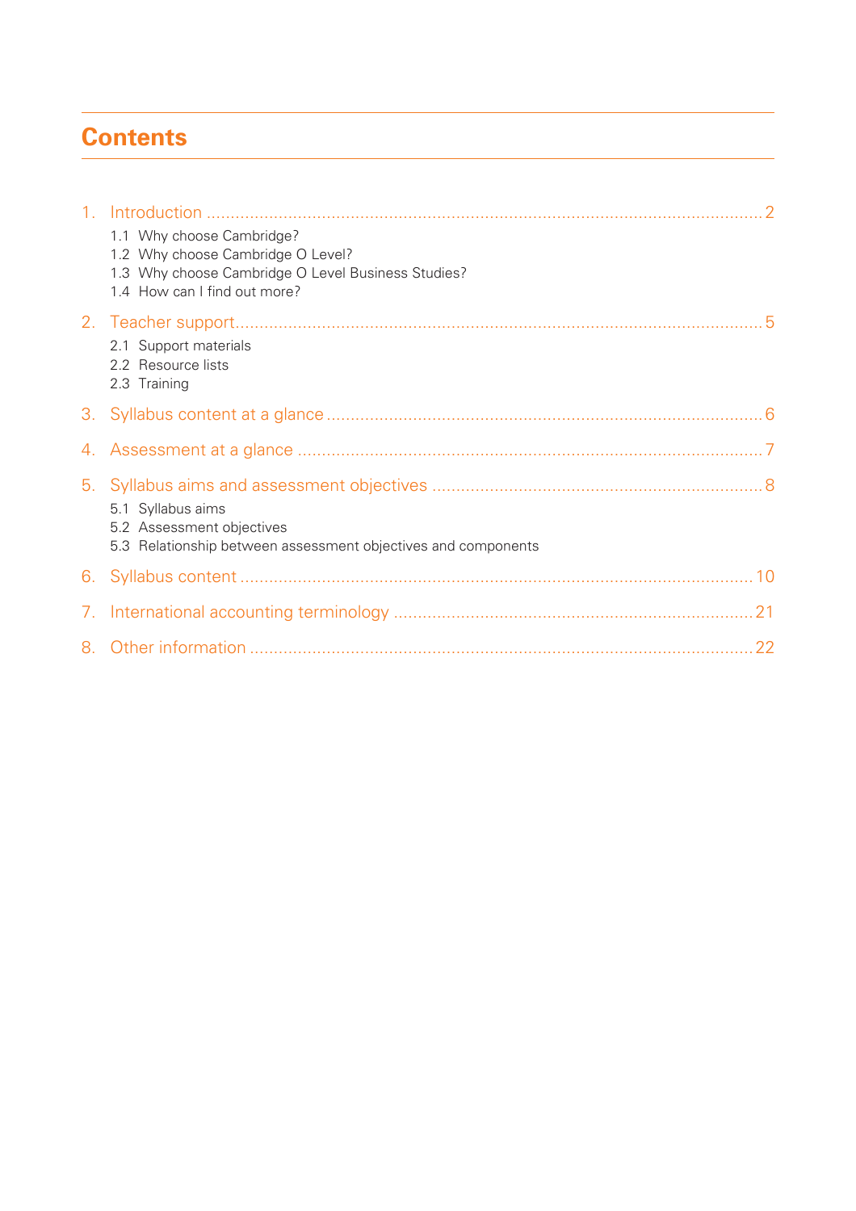# Contents

1. Introduction ..... 2
    - 1.1 Why choose Cambridge?
    - 1.2 Why choose Cambridge O Level?
    - 1.3 Why choose Cambridge O Level Business Studies?
    - 1.4 How can I find out more?
2. Teacher support ..... 5
    - 2.1 Support materials
    - 2.2 Resource lists
    - 2.3 Training
3. Syllabus content at a glance ..... 6
4. Assessment at a glance ..... 7
5. Syllabus aims and assessment objectives ..... 8
    - 5.1 Syllabus aims
    - 5.2 Assessment objectives
    - 5.3 Relationship between assessment objectives and components
6. Syllabus content ..... 10
7. International accounting terminology ..... 21
8. Other information ..... 22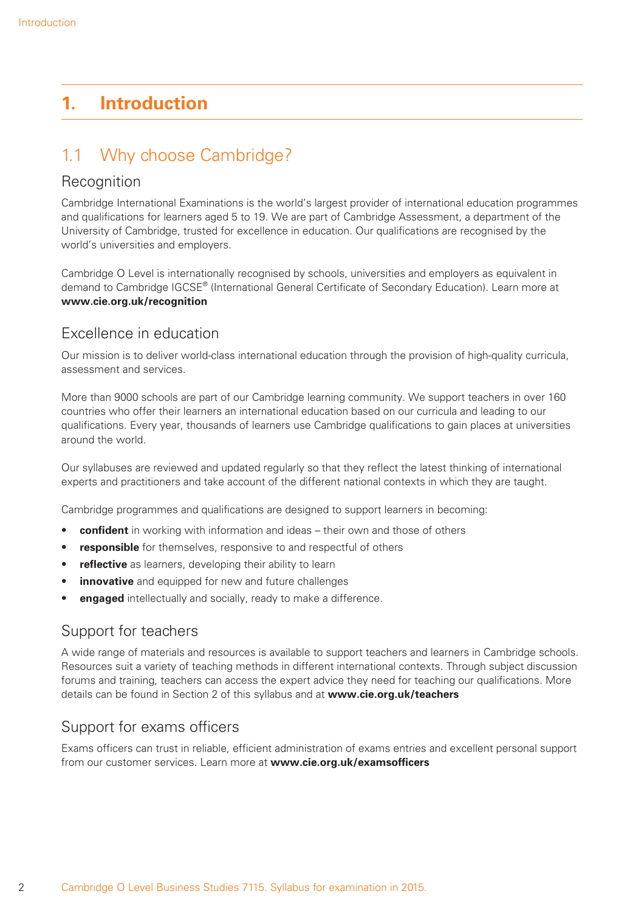# 1. Introduction

## 1.1 Why choose Cambridge?

### Recognition

Cambridge International Examinations is the world's largest provider of international education programmes and qualifications for learners aged 5 to 19. We are part of Cambridge Assessment, a department of the University of Cambridge, trusted for excellence in education. Our qualifications are recognised by the world's universities and employers.

Cambridge O Level is internationally recognised by schools, universities and employers as equivalent in demand to Cambridge IGCSE® (International General Certificate of Secondary Education). Learn more at **www.cie.org.uk/recognition**

### Excellence in education

Our mission is to deliver world-class international education through the provision of high-quality curricula, assessment and services.

More than 9000 schools are part of our Cambridge learning community. We support teachers in over 160 countries who offer their learners an international education based on our curricula and leading to our qualifications. Every year, thousands of learners use Cambridge qualifications to gain places at universities around the world.

Our syllabuses are reviewed and updated regularly so that they reflect the latest thinking of international experts and practitioners and take account of the different national contexts in which they are taught.

Cambridge programmes and qualifications are designed to support learners in becoming:

- **confident** in working with information and ideas – their own and those of others
- **responsible** for themselves, responsive to and respectful of others
- **reflective** as learners, developing their ability to learn
- **innovative** and equipped for new and future challenges
- **engaged** intellectually and socially, ready to make a difference.

### Support for teachers

A wide range of materials and resources is available to support teachers and learners in Cambridge schools. Resources suit a variety of teaching methods in different international contexts. Through subject discussion forums and training, teachers can access the expert advice they need for teaching our qualifications. More details can be found in Section 2 of this syllabus and at **www.cie.org.uk/teachers**

### Support for exams officers

Exams officers can trust in reliable, efficient administration of exams entries and excellent personal support from our customer services. Learn more at **www.cie.org.uk/examsofficers**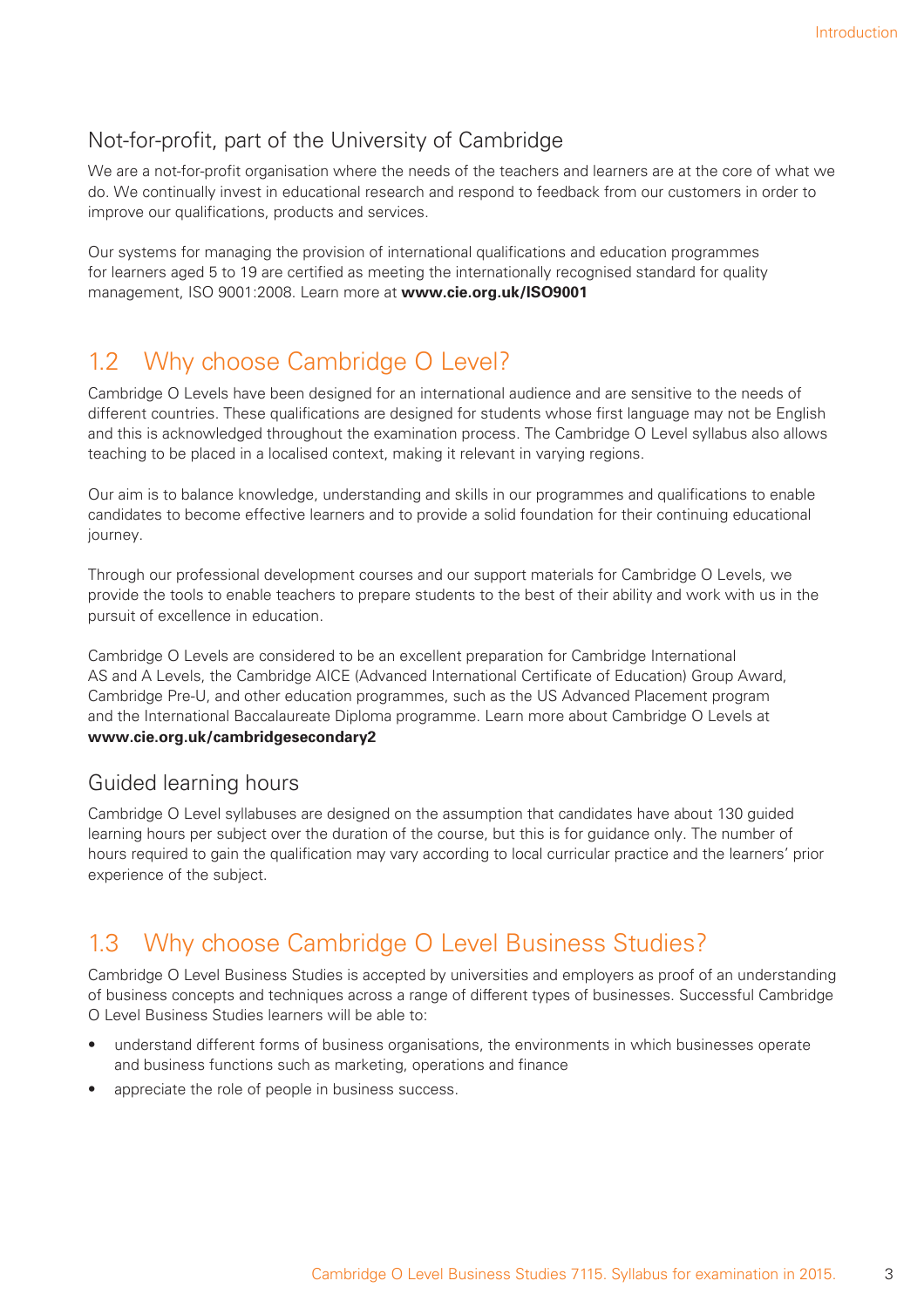### Not-for-profit, part of the University of Cambridge

We are a not-for-profit organisation where the needs of the teachers and learners are at the core of what we do. We continually invest in educational research and respond to feedback from our customers in order to improve our qualifications, products and services.

Our systems for managing the provision of international qualifications and education programmes for learners aged 5 to 19 are certified as meeting the internationally recognised standard for quality management, ISO 9001:2008. Learn more at **www.cie.org.uk/ISO9001**

## 1.2 Why choose Cambridge O Level?

Cambridge O Levels have been designed for an international audience and are sensitive to the needs of different countries. These qualifications are designed for students whose first language may not be English and this is acknowledged throughout the examination process. The Cambridge O Level syllabus also allows teaching to be placed in a localised context, making it relevant in varying regions.

Our aim is to balance knowledge, understanding and skills in our programmes and qualifications to enable candidates to become effective learners and to provide a solid foundation for their continuing educational journey.

Through our professional development courses and our support materials for Cambridge O Levels, we provide the tools to enable teachers to prepare students to the best of their ability and work with us in the pursuit of excellence in education.

Cambridge O Levels are considered to be an excellent preparation for Cambridge International AS and A Levels, the Cambridge AICE (Advanced International Certificate of Education) Group Award, Cambridge Pre-U, and other education programmes, such as the US Advanced Placement program and the International Baccalaureate Diploma programme. Learn more about Cambridge O Levels at **www.cie.org.uk/cambridgesecondary2**

### Guided learning hours

Cambridge O Level syllabuses are designed on the assumption that candidates have about 130 guided learning hours per subject over the duration of the course, but this is for guidance only. The number of hours required to gain the qualification may vary according to local curricular practice and the learners' prior experience of the subject.

## 1.3 Why choose Cambridge O Level Business Studies?

Cambridge O Level Business Studies is accepted by universities and employers as proof of an understanding of business concepts and techniques across a range of different types of businesses. Successful Cambridge O Level Business Studies learners will be able to:

- understand different forms of business organisations, the environments in which businesses operate and business functions such as marketing, operations and finance
- appreciate the role of people in business success.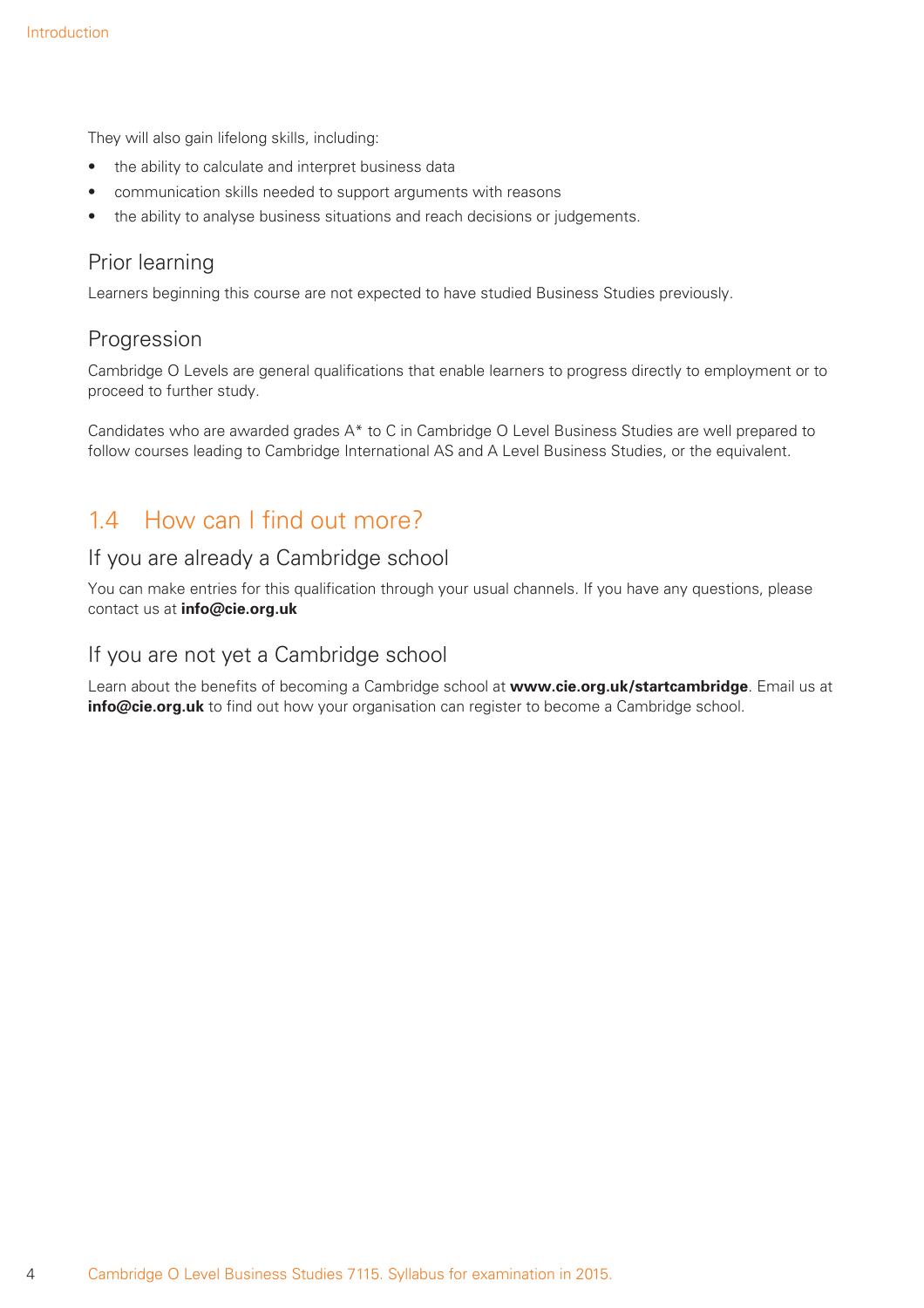They will also gain lifelong skills, including:

- the ability to calculate and interpret business data
- communication skills needed to support arguments with reasons
- the ability to analyse business situations and reach decisions or judgements.

### Prior learning

Learners beginning this course are not expected to have studied Business Studies previously.

### Progression

Cambridge O Levels are general qualifications that enable learners to progress directly to employment or to proceed to further study.

Candidates who are awarded grades A* to C in Cambridge O Level Business Studies are well prepared to follow courses leading to Cambridge International AS and A Level Business Studies, or the equivalent.

## 1.4 How can I find out more?

### If you are already a Cambridge school

You can make entries for this qualification through your usual channels. If you have any questions, please contact us at **info@cie.org.uk**

### If you are not yet a Cambridge school

Learn about the benefits of becoming a Cambridge school at **www.cie.org.uk/startcambridge**. Email us at **info@cie.org.uk** to find out how your organisation can register to become a Cambridge school.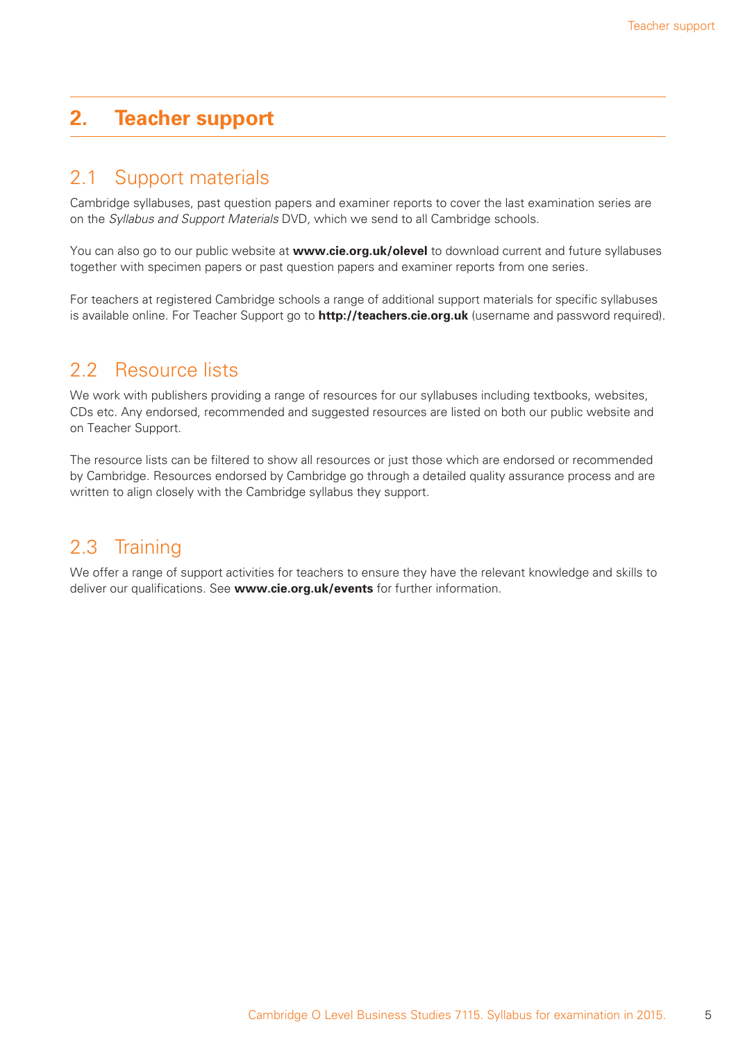# 2. Teacher support

## 2.1 Support materials

Cambridge syllabuses, past question papers and examiner reports to cover the last examination series are on the *Syllabus and Support Materials* DVD, which we send to all Cambridge schools.

You can also go to our public website at **www.cie.org.uk/olevel** to download current and future syllabuses together with specimen papers or past question papers and examiner reports from one series.

For teachers at registered Cambridge schools a range of additional support materials for specific syllabuses is available online. For Teacher Support go to **http://teachers.cie.org.uk** (username and password required).

## 2.2 Resource lists

We work with publishers providing a range of resources for our syllabuses including textbooks, websites, CDs etc. Any endorsed, recommended and suggested resources are listed on both our public website and on Teacher Support.

The resource lists can be filtered to show all resources or just those which are endorsed or recommended by Cambridge. Resources endorsed by Cambridge go through a detailed quality assurance process and are written to align closely with the Cambridge syllabus they support.

## 2.3 Training

We offer a range of support activities for teachers to ensure they have the relevant knowledge and skills to deliver our qualifications. See **www.cie.org.uk/events** for further information.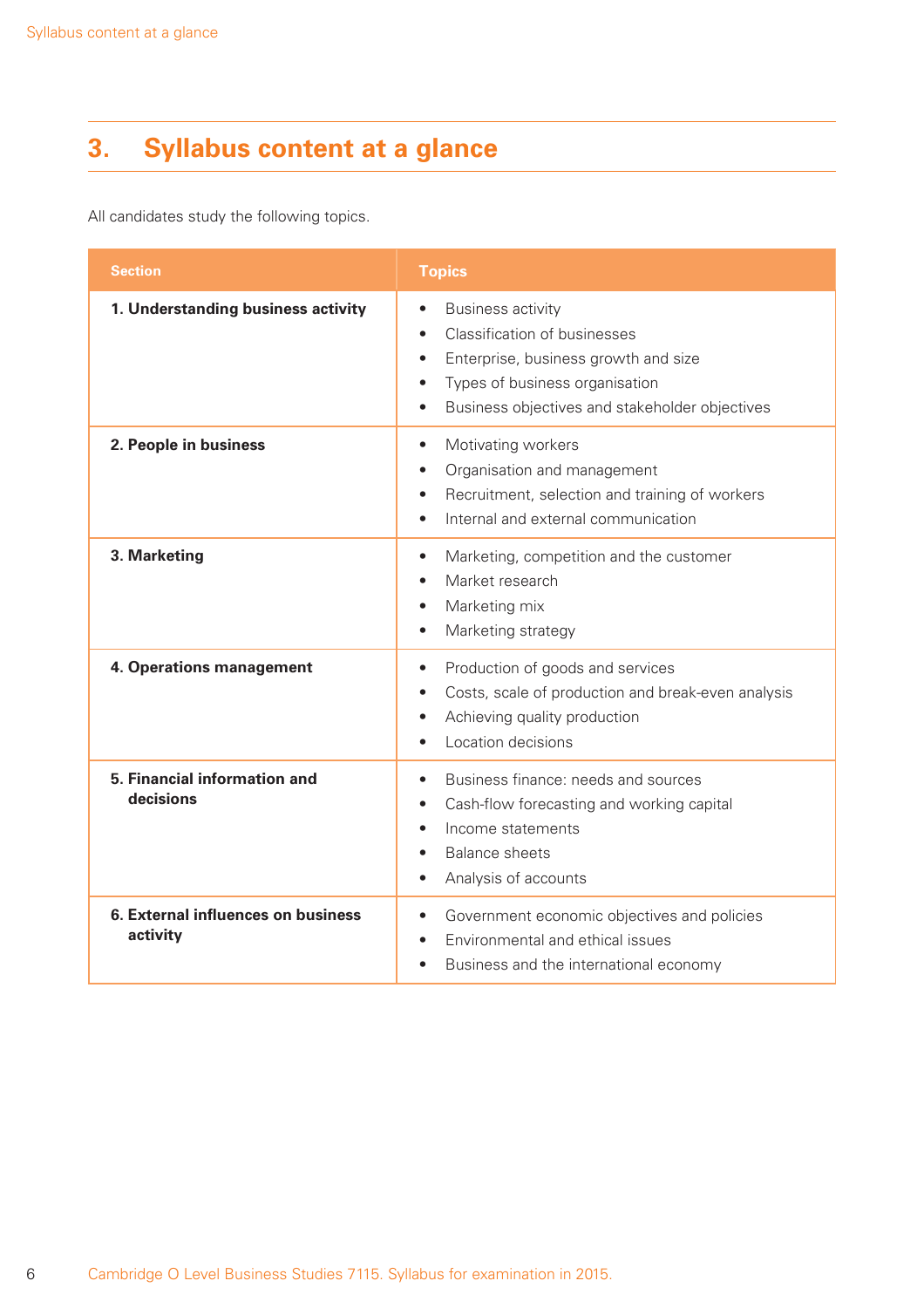# 3. Syllabus content at a glance

All candidates study the following topics.

| Section | Topics |
| --- | --- |
| **1. Understanding business activity** | • Business activity<br>• Classification of businesses<br>• Enterprise, business growth and size<br>• Types of business organisation<br>• Business objectives and stakeholder objectives |
| **2. People in business** | • Motivating workers<br>• Organisation and management<br>• Recruitment, selection and training of workers<br>• Internal and external communication |
| **3. Marketing** | • Marketing, competition and the customer<br>• Market research<br>• Marketing mix<br>• Marketing strategy |
| **4. Operations management** | • Production of goods and services<br>• Costs, scale of production and break-even analysis<br>• Achieving quality production<br>• Location decisions |
| **5. Financial information and decisions** | • Business finance: needs and sources<br>• Cash-flow forecasting and working capital<br>• Income statements<br>• Balance sheets<br>• Analysis of accounts |
| **6. External influences on business activity** | • Government economic objectives and policies<br>• Environmental and ethical issues<br>• Business and the international economy |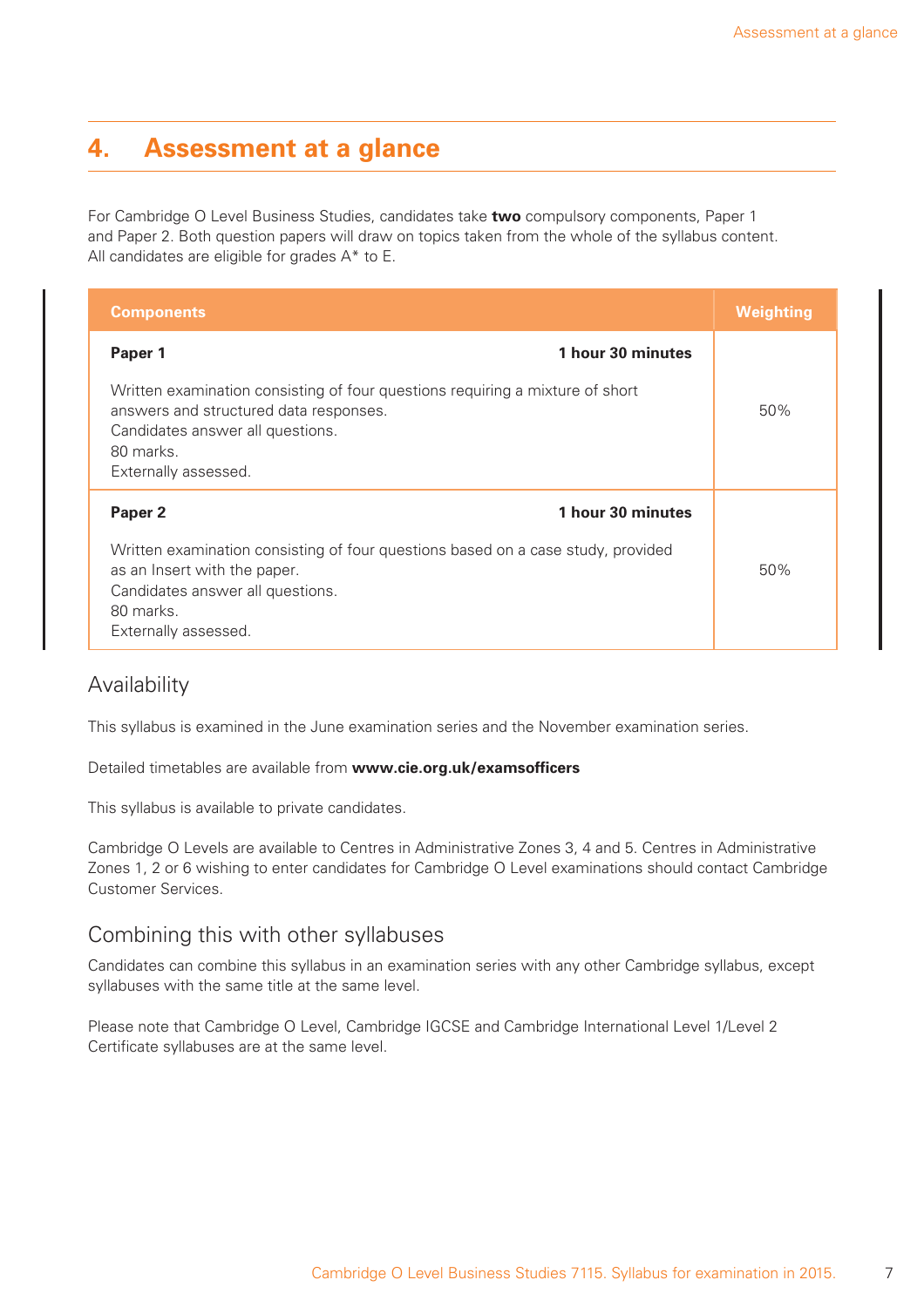# 4. Assessment at a glance

For Cambridge O Level Business Studies, candidates take **two** compulsory components, Paper 1 and Paper 2. Both question papers will draw on topics taken from the whole of the syllabus content. All candidates are eligible for grades A* to E.

| Components | Weighting |
| --- | --- |
| **Paper 1** **1 hour 30 minutes**<br><br>Written examination consisting of four questions requiring a mixture of short answers and structured data responses.<br>Candidates answer all questions.<br>80 marks.<br>Externally assessed. | 50% |
| **Paper 2** **1 hour 30 minutes**<br><br>Written examination consisting of four questions based on a case study, provided as an Insert with the paper.<br>Candidates answer all questions.<br>80 marks.<br>Externally assessed. | 50% |

## Availability

This syllabus is examined in the June examination series and the November examination series.

Detailed timetables are available from **www.cie.org.uk/examsofficers**

This syllabus is available to private candidates.

Cambridge O Levels are available to Centres in Administrative Zones 3, 4 and 5. Centres in Administrative Zones 1, 2 or 6 wishing to enter candidates for Cambridge O Level examinations should contact Cambridge Customer Services.

## Combining this with other syllabuses

Candidates can combine this syllabus in an examination series with any other Cambridge syllabus, except syllabuses with the same title at the same level.

Please note that Cambridge O Level, Cambridge IGCSE and Cambridge International Level 1/Level 2 Certificate syllabuses are at the same level.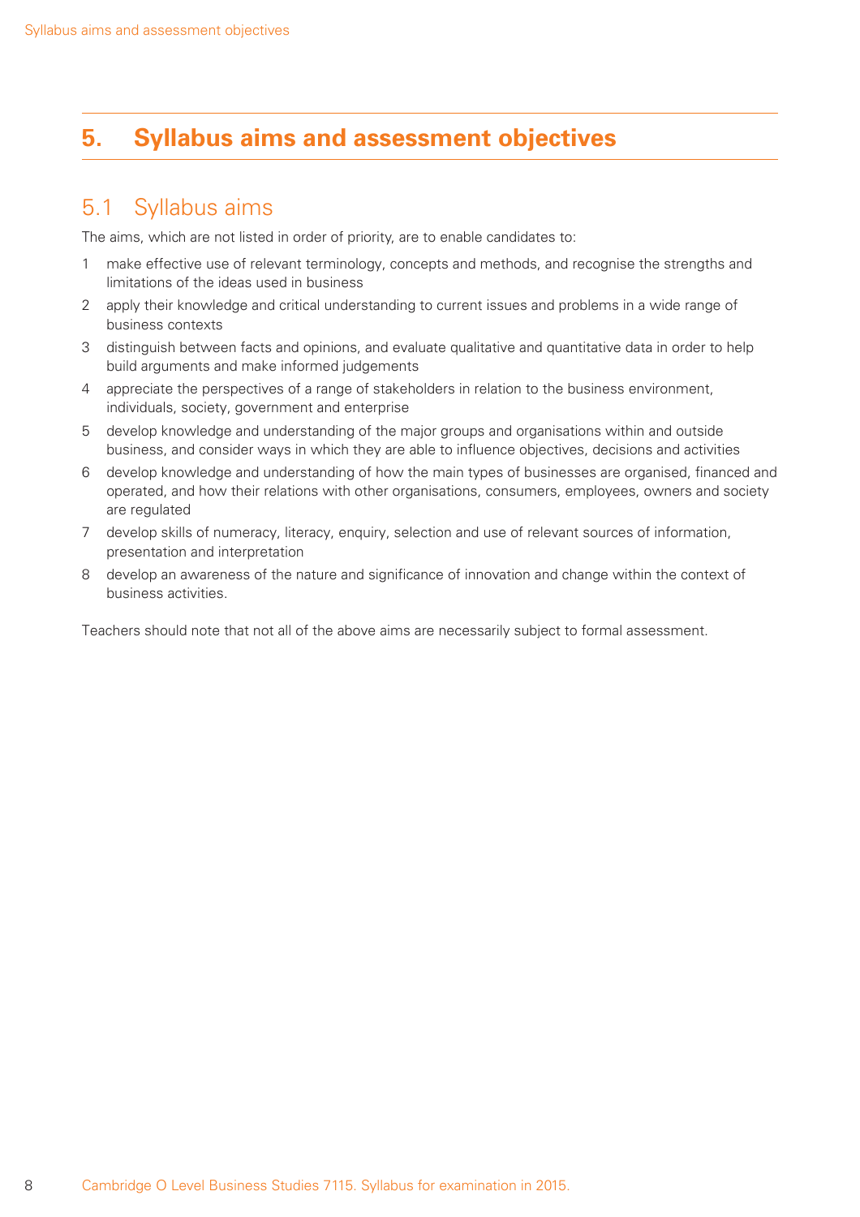# 5. Syllabus aims and assessment objectives

## 5.1 Syllabus aims

The aims, which are not listed in order of priority, are to enable candidates to:

1. make effective use of relevant terminology, concepts and methods, and recognise the strengths and limitations of the ideas used in business
2. apply their knowledge and critical understanding to current issues and problems in a wide range of business contexts
3. distinguish between facts and opinions, and evaluate qualitative and quantitative data in order to help build arguments and make informed judgements
4. appreciate the perspectives of a range of stakeholders in relation to the business environment, individuals, society, government and enterprise
5. develop knowledge and understanding of the major groups and organisations within and outside business, and consider ways in which they are able to influence objectives, decisions and activities
6. develop knowledge and understanding of how the main types of businesses are organised, financed and operated, and how their relations with other organisations, consumers, employees, owners and society are regulated
7. develop skills of numeracy, literacy, enquiry, selection and use of relevant sources of information, presentation and interpretation
8. develop an awareness of the nature and significance of innovation and change within the context of business activities.

Teachers should note that not all of the above aims are necessarily subject to formal assessment.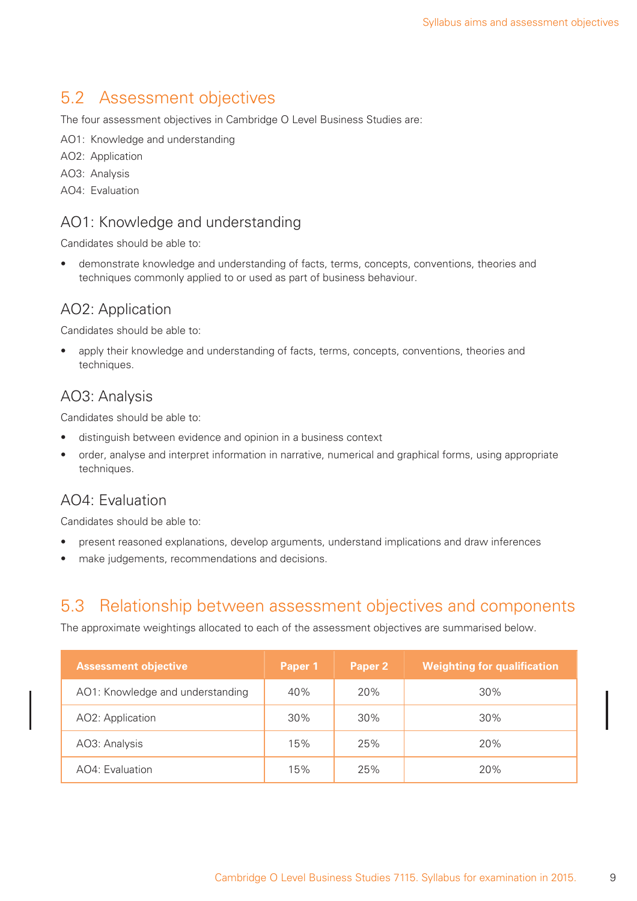## 5.2 Assessment objectives

The four assessment objectives in Cambridge O Level Business Studies are:

AO1: Knowledge and understanding

AO2: Application

AO3: Analysis

AO4: Evaluation

### AO1: Knowledge and understanding

Candidates should be able to:

- demonstrate knowledge and understanding of facts, terms, concepts, conventions, theories and techniques commonly applied to or used as part of business behaviour.

### AO2: Application

Candidates should be able to:

- apply their knowledge and understanding of facts, terms, concepts, conventions, theories and techniques.

### AO3: Analysis

Candidates should be able to:

- distinguish between evidence and opinion in a business context
- order, analyse and interpret information in narrative, numerical and graphical forms, using appropriate techniques.

### AO4: Evaluation

Candidates should be able to:

- present reasoned explanations, develop arguments, understand implications and draw inferences
- make judgements, recommendations and decisions.

## 5.3 Relationship between assessment objectives and components

The approximate weightings allocated to each of the assessment objectives are summarised below.

| Assessment objective | Paper 1 | Paper 2 | Weighting for qualification |
|---|---|---|---|
| AO1: Knowledge and understanding | 40% | 20% | 30% |
| AO2: Application | 30% | 30% | 30% |
| AO3: Analysis | 15% | 25% | 20% |
| AO4: Evaluation | 15% | 25% | 20% |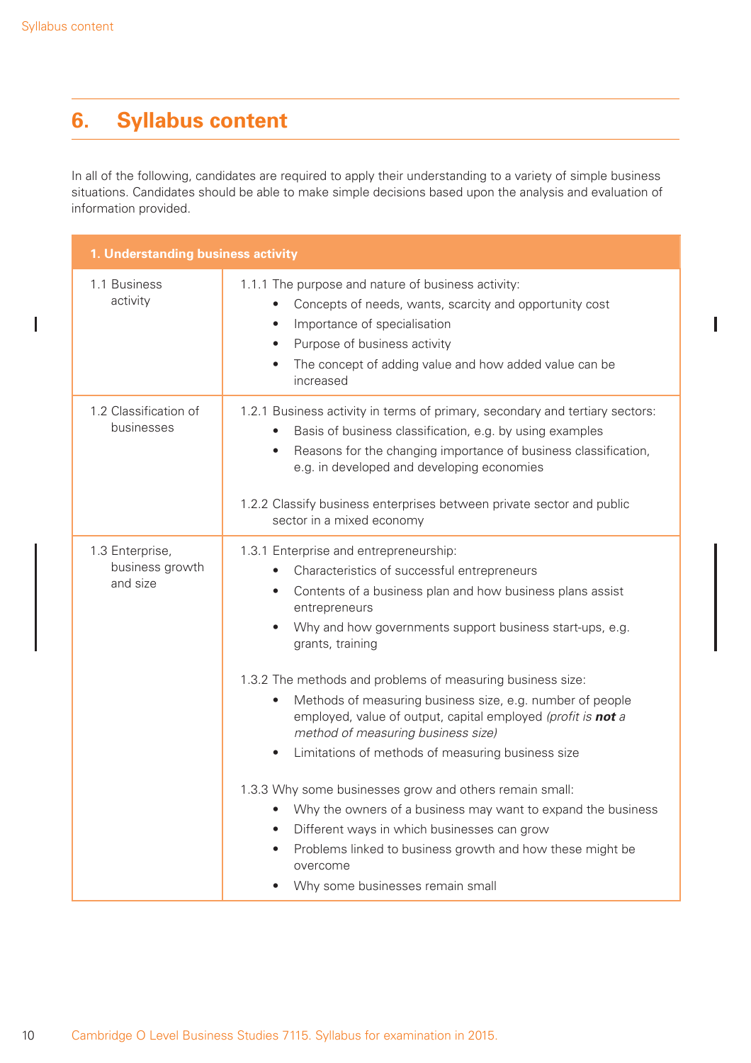## 6. Syllabus content

In all of the following, candidates are required to apply their understanding to a variety of simple business situations. Candidates should be able to make simple decisions based upon the analysis and evaluation of information provided.

| 1. Understanding business activity | |
|---|---|
| 1.1 Business activity | 1.1.1 The purpose and nature of business activity:<br>• Concepts of needs, wants, scarcity and opportunity cost<br>• Importance of specialisation<br>• Purpose of business activity<br>• The concept of adding value and how added value can be increased |
| 1.2 Classification of businesses | 1.2.1 Business activity in terms of primary, secondary and tertiary sectors:<br>• Basis of business classification, e.g. by using examples<br>• Reasons for the changing importance of business classification, e.g. in developed and developing economies<br><br>1.2.2 Classify business enterprises between private sector and public sector in a mixed economy |
| 1.3 Enterprise, business growth and size | 1.3.1 Enterprise and entrepreneurship:<br>• Characteristics of successful entrepreneurs<br>• Contents of a business plan and how business plans assist entrepreneurs<br>• Why and how governments support business start-ups, e.g. grants, training<br><br>1.3.2 The methods and problems of measuring business size:<br>• Methods of measuring business size, e.g. number of people employed, value of output, capital employed *(profit is **not** a method of measuring business size)*<br>• Limitations of methods of measuring business size<br><br>1.3.3 Why some businesses grow and others remain small:<br>• Why the owners of a business may want to expand the business<br>• Different ways in which businesses can grow<br>• Problems linked to business growth and how these might be overcome<br>• Why some businesses remain small |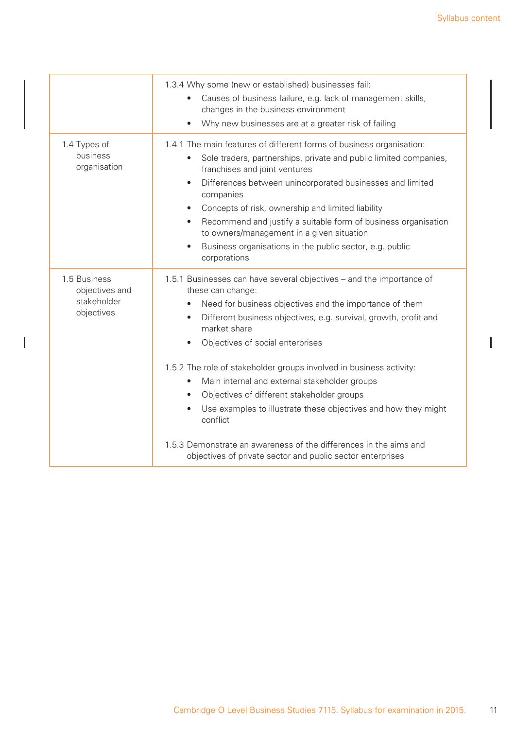| | |
|---|---|
| | 1.3.4 Why some (new or established) businesses fail:<br>• Causes of business failure, e.g. lack of management skills, changes in the business environment<br>• Why new businesses are at a greater risk of failing |
| 1.4 Types of business organisation | 1.4.1 The main features of different forms of business organisation:<br>• Sole traders, partnerships, private and public limited companies, franchises and joint ventures<br>• Differences between unincorporated businesses and limited companies<br>• Concepts of risk, ownership and limited liability<br>• Recommend and justify a suitable form of business organisation to owners/management in a given situation<br>• Business organisations in the public sector, e.g. public corporations |
| 1.5 Business objectives and stakeholder objectives | 1.5.1 Businesses can have several objectives – and the importance of these can change:<br>• Need for business objectives and the importance of them<br>• Different business objectives, e.g. survival, growth, profit and market share<br>• Objectives of social enterprises<br><br>1.5.2 The role of stakeholder groups involved in business activity:<br>• Main internal and external stakeholder groups<br>• Objectives of different stakeholder groups<br>• Use examples to illustrate these objectives and how they might conflict<br><br>1.5.3 Demonstrate an awareness of the differences in the aims and objectives of private sector and public sector enterprises |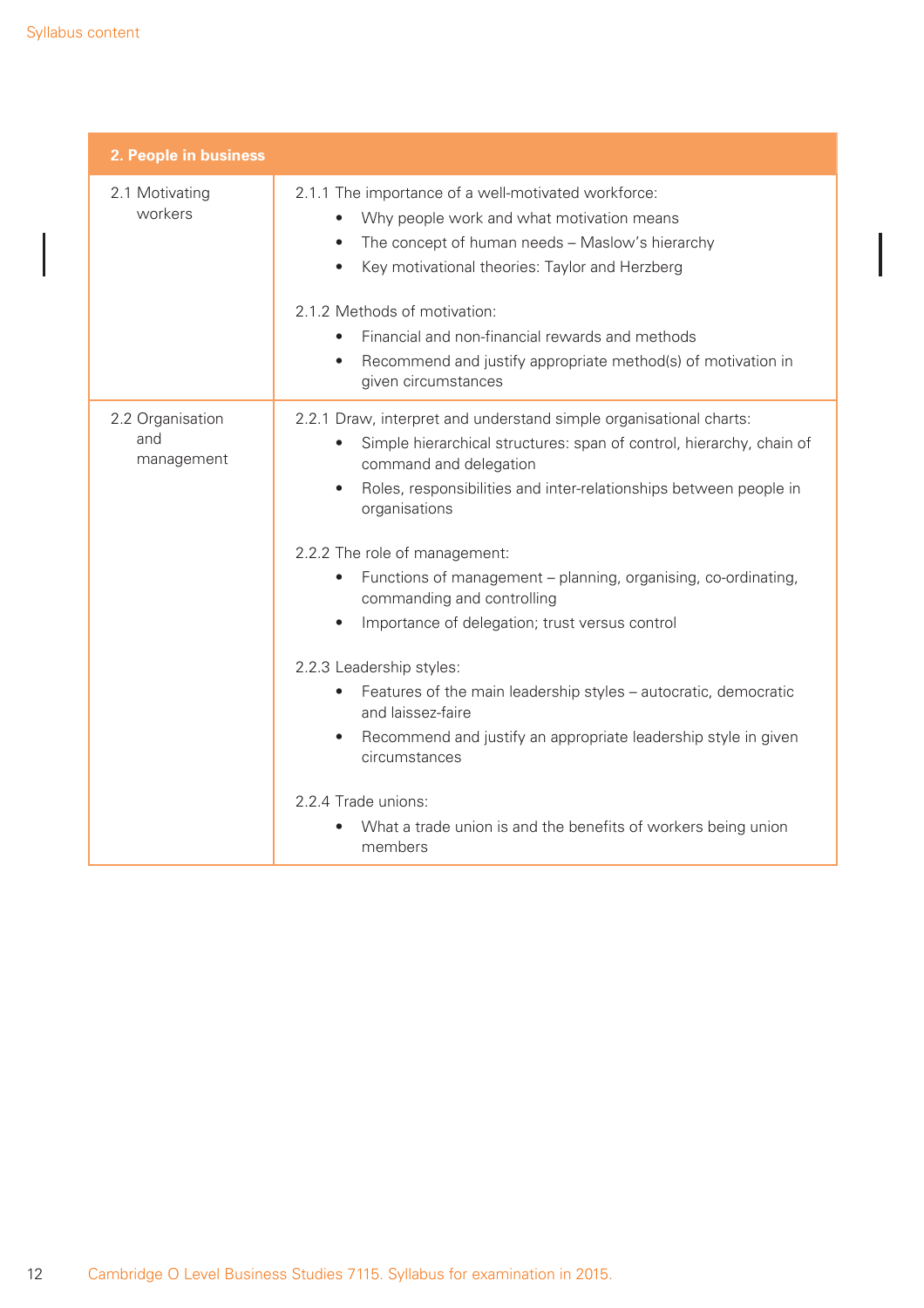| 2. People in business | |
|---|---|
| 2.1 Motivating workers | 2.1.1 The importance of a well-motivated workforce:<br>• Why people work and what motivation means<br>• The concept of human needs – Maslow's hierarchy<br>• Key motivational theories: Taylor and Herzberg<br><br>2.1.2 Methods of motivation:<br>• Financial and non-financial rewards and methods<br>• Recommend and justify appropriate method(s) of motivation in given circumstances |
| 2.2 Organisation and management | 2.2.1 Draw, interpret and understand simple organisational charts:<br>• Simple hierarchical structures: span of control, hierarchy, chain of command and delegation<br>• Roles, responsibilities and inter-relationships between people in organisations<br><br>2.2.2 The role of management:<br>• Functions of management – planning, organising, co-ordinating, commanding and controlling<br>• Importance of delegation; trust versus control<br><br>2.2.3 Leadership styles:<br>• Features of the main leadership styles – autocratic, democratic and laissez-faire<br>• Recommend and justify an appropriate leadership style in given circumstances<br><br>2.2.4 Trade unions:<br>• What a trade union is and the benefits of workers being union members |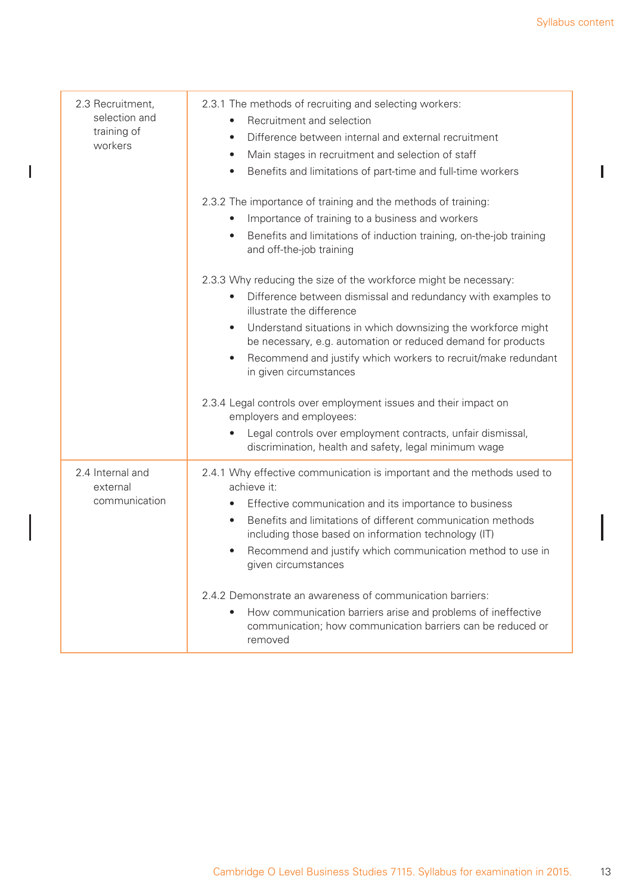| | |
|---|---|
| 2.3 Recruitment, selection and training of workers | 2.3.1 The methods of recruiting and selecting workers:<br>• Recruitment and selection<br>• Difference between internal and external recruitment<br>• Main stages in recruitment and selection of staff<br>• Benefits and limitations of part-time and full-time workers<br><br>2.3.2 The importance of training and the methods of training:<br>• Importance of training to a business and workers<br>• Benefits and limitations of induction training, on-the-job training and off-the-job training<br><br>2.3.3 Why reducing the size of the workforce might be necessary:<br>• Difference between dismissal and redundancy with examples to illustrate the difference<br>• Understand situations in which downsizing the workforce might be necessary, e.g. automation or reduced demand for products<br>• Recommend and justify which workers to recruit/make redundant in given circumstances<br><br>2.3.4 Legal controls over employment issues and their impact on employers and employees:<br>• Legal controls over employment contracts, unfair dismissal, discrimination, health and safety, legal minimum wage |
| 2.4 Internal and external communication | 2.4.1 Why effective communication is important and the methods used to achieve it:<br>• Effective communication and its importance to business<br>• Benefits and limitations of different communication methods including those based on information technology (IT)<br>• Recommend and justify which communication method to use in given circumstances<br><br>2.4.2 Demonstrate an awareness of communication barriers:<br>• How communication barriers arise and problems of ineffective communication; how communication barriers can be reduced or removed |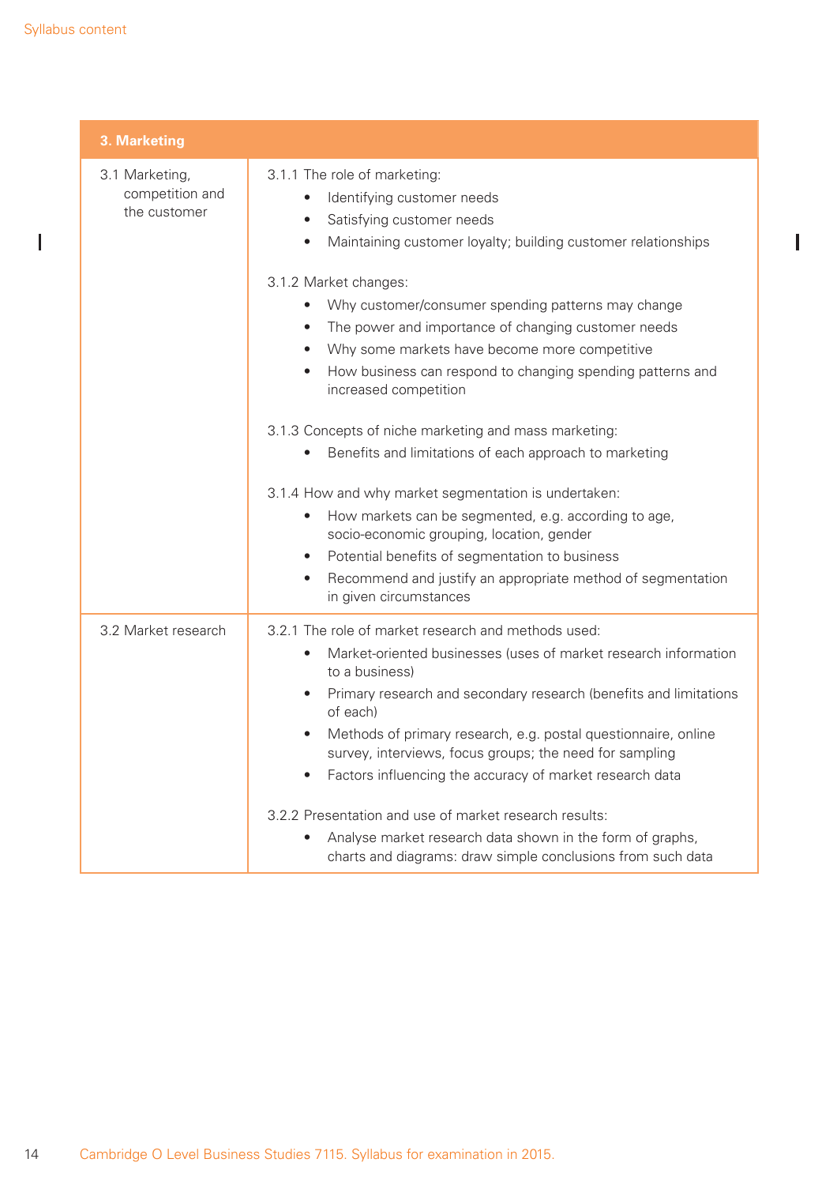| 3. Marketing | |
|---|---|
| 3.1 Marketing, competition and the customer | 3.1.1 The role of marketing:<br>• Identifying customer needs<br>• Satisfying customer needs<br>• Maintaining customer loyalty; building customer relationships<br><br>3.1.2 Market changes:<br>• Why customer/consumer spending patterns may change<br>• The power and importance of changing customer needs<br>• Why some markets have become more competitive<br>• How business can respond to changing spending patterns and increased competition<br><br>3.1.3 Concepts of niche marketing and mass marketing:<br>• Benefits and limitations of each approach to marketing<br><br>3.1.4 How and why market segmentation is undertaken:<br>• How markets can be segmented, e.g. according to age, socio-economic grouping, location, gender<br>• Potential benefits of segmentation to business<br>• Recommend and justify an appropriate method of segmentation in given circumstances |
| 3.2 Market research | 3.2.1 The role of market research and methods used:<br>• Market-oriented businesses (uses of market research information to a business)<br>• Primary research and secondary research (benefits and limitations of each)<br>• Methods of primary research, e.g. postal questionnaire, online survey, interviews, focus groups; the need for sampling<br>• Factors influencing the accuracy of market research data<br><br>3.2.2 Presentation and use of market research results:<br>• Analyse market research data shown in the form of graphs, charts and diagrams: draw simple conclusions from such data |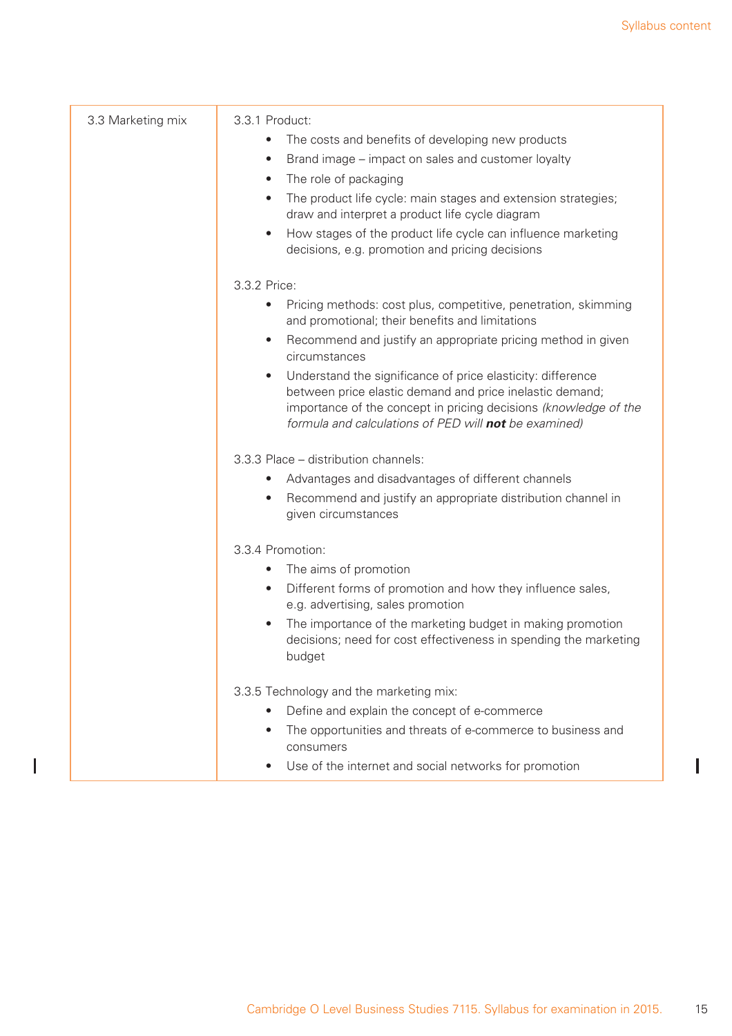| 3.3 Marketing mix | 3.3.1 Product:<br>• The costs and benefits of developing new products<br>• Brand image – impact on sales and customer loyalty<br>• The role of packaging<br>• The product life cycle: main stages and extension strategies; draw and interpret a product life cycle diagram<br>• How stages of the product life cycle can influence marketing decisions, e.g. promotion and pricing decisions<br><br>3.3.2 Price:<br>• Pricing methods: cost plus, competitive, penetration, skimming and promotional; their benefits and limitations<br>• Recommend and justify an appropriate pricing method in given circumstances<br>• Understand the significance of price elasticity: difference between price elastic demand and price inelastic demand; importance of the concept in pricing decisions *(knowledge of the formula and calculations of PED will* ***not*** *be examined)*<br><br>3.3.3 Place – distribution channels:<br>• Advantages and disadvantages of different channels<br>• Recommend and justify an appropriate distribution channel in given circumstances<br><br>3.3.4 Promotion:<br>• The aims of promotion<br>• Different forms of promotion and how they influence sales, e.g. advertising, sales promotion<br>• The importance of the marketing budget in making promotion decisions; need for cost effectiveness in spending the marketing budget<br><br>3.3.5 Technology and the marketing mix:<br>• Define and explain the concept of e-commerce<br>• The opportunities and threats of e-commerce to business and consumers<br>• Use of the internet and social networks for promotion |
|---|---|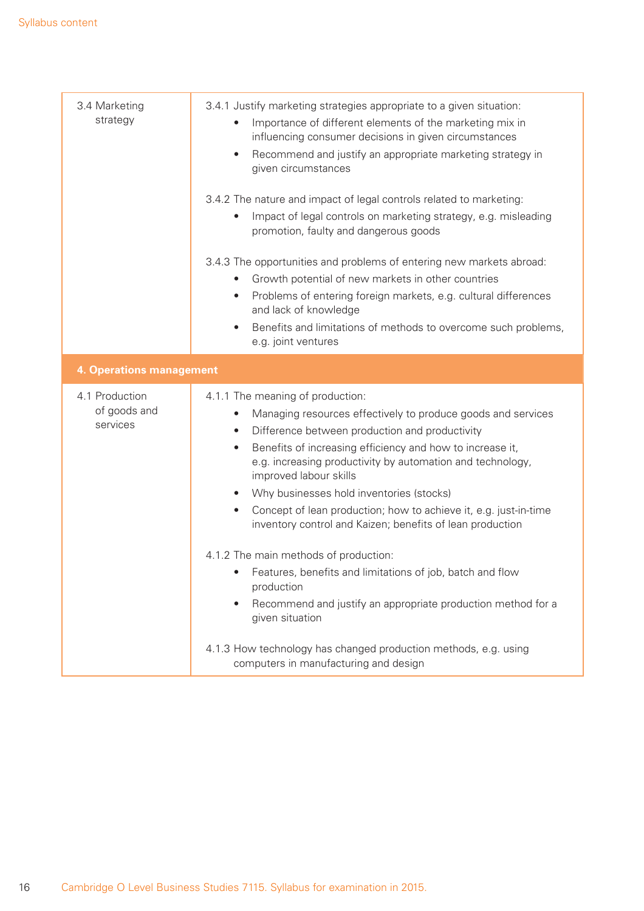| | |
|---|---|
| 3.4 Marketing strategy | 3.4.1 Justify marketing strategies appropriate to a given situation:<br>• Importance of different elements of the marketing mix in influencing consumer decisions in given circumstances<br>• Recommend and justify an appropriate marketing strategy in given circumstances<br><br>3.4.2 The nature and impact of legal controls related to marketing:<br>• Impact of legal controls on marketing strategy, e.g. misleading promotion, faulty and dangerous goods<br><br>3.4.3 The opportunities and problems of entering new markets abroad:<br>• Growth potential of new markets in other countries<br>• Problems of entering foreign markets, e.g. cultural differences and lack of knowledge<br>• Benefits and limitations of methods to overcome such problems, e.g. joint ventures |
| **4. Operations management** | |
| 4.1 Production of goods and services | 4.1.1 The meaning of production:<br>• Managing resources effectively to produce goods and services<br>• Difference between production and productivity<br>• Benefits of increasing efficiency and how to increase it, e.g. increasing productivity by automation and technology, improved labour skills<br>• Why businesses hold inventories (stocks)<br>• Concept of lean production; how to achieve it, e.g. just-in-time inventory control and Kaizen; benefits of lean production<br><br>4.1.2 The main methods of production:<br>• Features, benefits and limitations of job, batch and flow production<br>• Recommend and justify an appropriate production method for a given situation<br><br>4.1.3 How technology has changed production methods, e.g. using computers in manufacturing and design |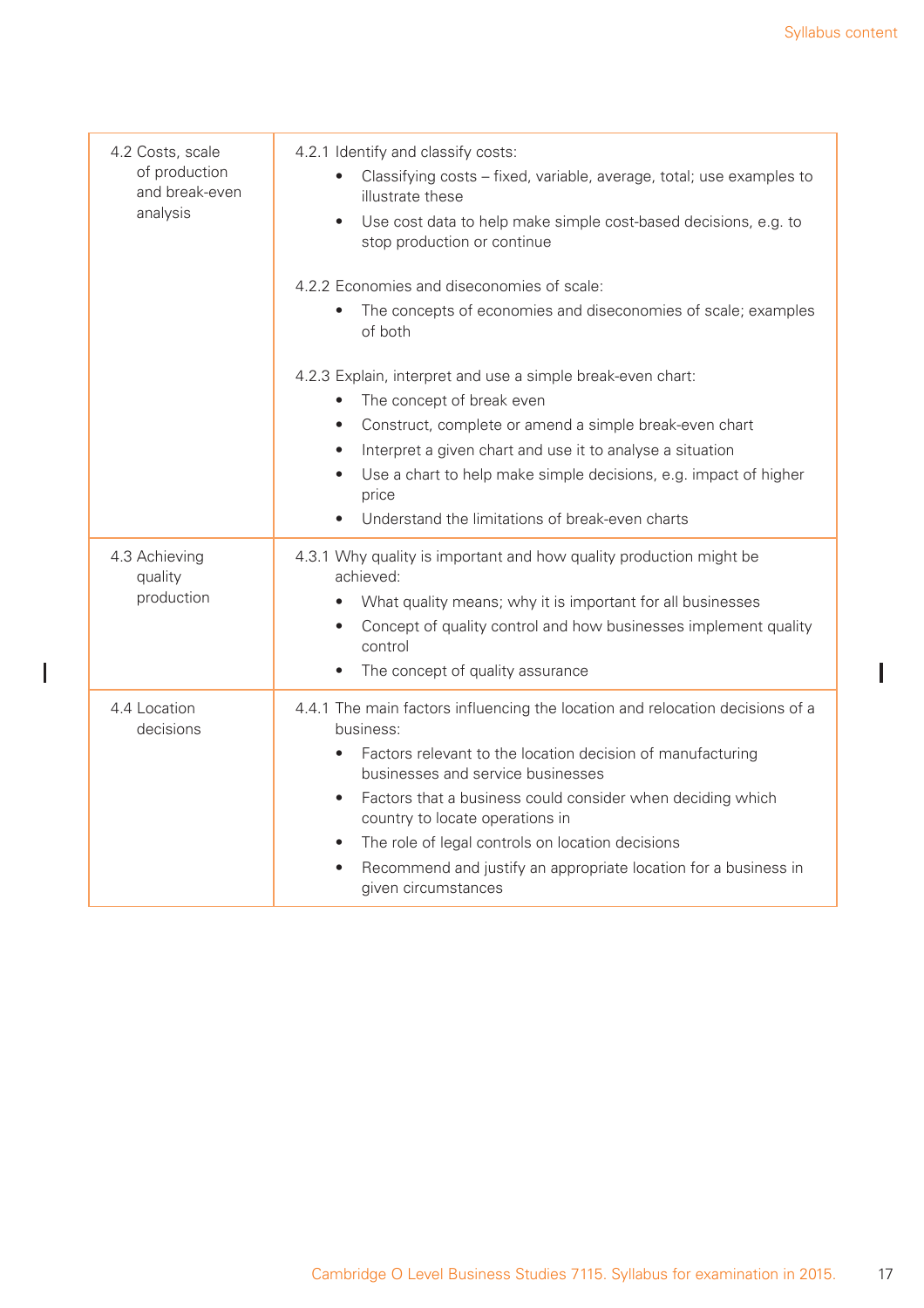| | |
|---|---|
| 4.2 Costs, scale of production and break-even analysis | 4.2.1 Identify and classify costs:<br>• Classifying costs – fixed, variable, average, total; use examples to illustrate these<br>• Use cost data to help make simple cost-based decisions, e.g. to stop production or continue<br><br>4.2.2 Economies and diseconomies of scale:<br>• The concepts of economies and diseconomies of scale; examples of both<br><br>4.2.3 Explain, interpret and use a simple break-even chart:<br>• The concept of break even<br>• Construct, complete or amend a simple break-even chart<br>• Interpret a given chart and use it to analyse a situation<br>• Use a chart to help make simple decisions, e.g. impact of higher price<br>• Understand the limitations of break-even charts |
| 4.3 Achieving quality production | 4.3.1 Why quality is important and how quality production might be achieved:<br>• What quality means; why it is important for all businesses<br>• Concept of quality control and how businesses implement quality control<br>• The concept of quality assurance |
| 4.4 Location decisions | 4.4.1 The main factors influencing the location and relocation decisions of a business:<br>• Factors relevant to the location decision of manufacturing businesses and service businesses<br>• Factors that a business could consider when deciding which country to locate operations in<br>• The role of legal controls on location decisions<br>• Recommend and justify an appropriate location for a business in given circumstances |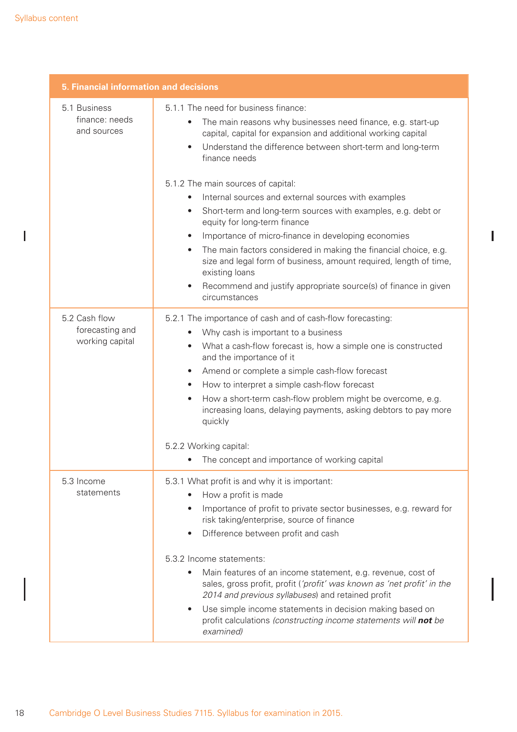| 5. Financial information and decisions | |
|---|---|
| 5.1 Business finance: needs and sources | 5.1.1 The need for business finance:<br>• The main reasons why businesses need finance, e.g. start-up capital, capital for expansion and additional working capital<br>• Understand the difference between short-term and long-term finance needs<br><br>5.1.2 The main sources of capital:<br>• Internal sources and external sources with examples<br>• Short-term and long-term sources with examples, e.g. debt or equity for long-term finance<br>• Importance of micro-finance in developing economies<br>• The main factors considered in making the financial choice, e.g. size and legal form of business, amount required, length of time, existing loans<br>• Recommend and justify appropriate source(s) of finance in given circumstances |
| 5.2 Cash flow forecasting and working capital | 5.2.1 The importance of cash and of cash-flow forecasting:<br>• Why cash is important to a business<br>• What a cash-flow forecast is, how a simple one is constructed and the importance of it<br>• Amend or complete a simple cash-flow forecast<br>• How to interpret a simple cash-flow forecast<br>• How a short-term cash-flow problem might be overcome, e.g. increasing loans, delaying payments, asking debtors to pay more quickly<br><br>5.2.2 Working capital:<br>• The concept and importance of working capital |
| 5.3 Income statements | 5.3.1 What profit is and why it is important:<br>• How a profit is made<br>• Importance of profit to private sector businesses, e.g. reward for risk taking/enterprise, source of finance<br>• Difference between profit and cash<br><br>5.3.2 Income statements:<br>• Main features of an income statement, e.g. revenue, cost of sales, gross profit, profit (*'profit' was known as 'net profit' in the 2014 and previous syllabuses*) and retained profit<br>• Use simple income statements in decision making based on profit calculations *(constructing income statements will **not** be examined)* |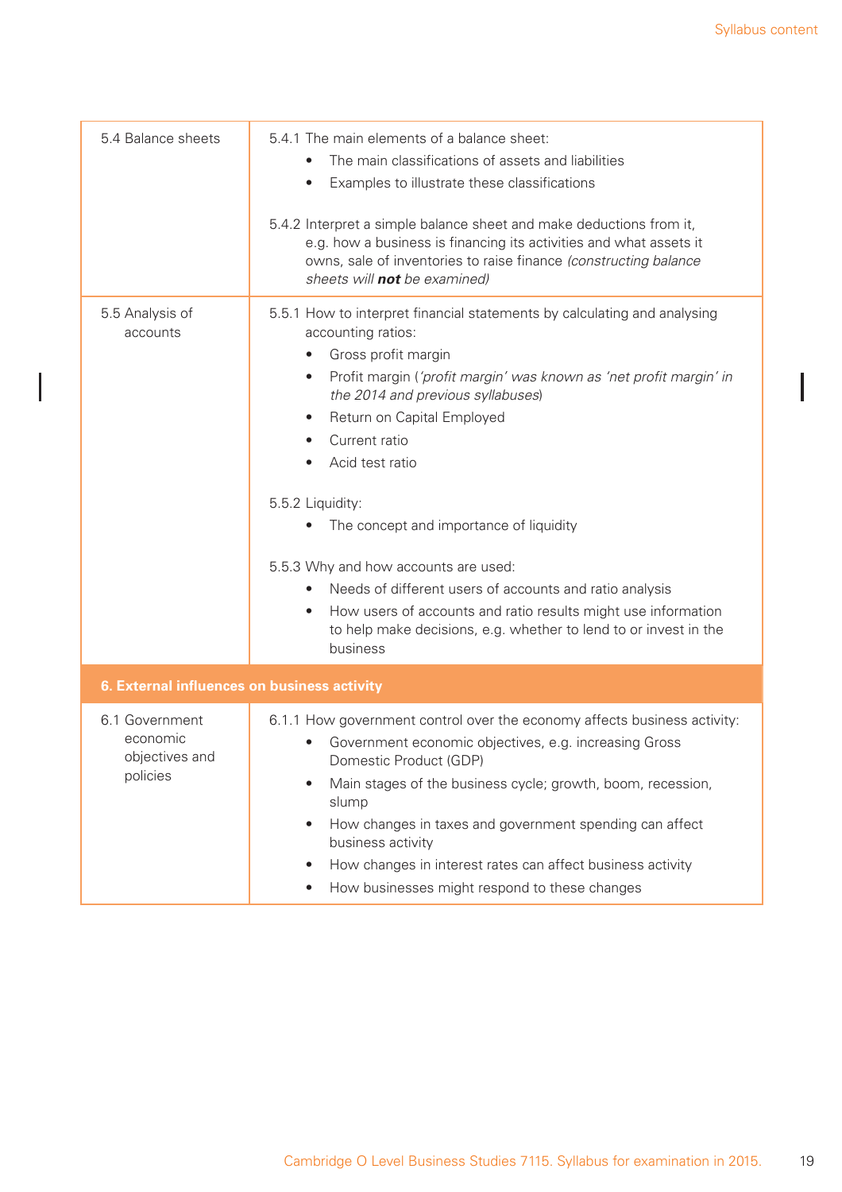| | |
|---|---|
| 5.4 Balance sheets | 5.4.1 The main elements of a balance sheet:<br>• The main classifications of assets and liabilities<br>• Examples to illustrate these classifications<br><br>5.4.2 Interpret a simple balance sheet and make deductions from it, e.g. how a business is financing its activities and what assets it owns, sale of inventories to raise finance *(constructing balance sheets will **not** be examined)* |
| 5.5 Analysis of accounts | 5.5.1 How to interpret financial statements by calculating and analysing accounting ratios:<br>• Gross profit margin<br>• Profit margin (*'profit margin' was known as 'net profit margin' in the 2014 and previous syllabuses*)<br>• Return on Capital Employed<br>• Current ratio<br>• Acid test ratio<br><br>5.5.2 Liquidity:<br>• The concept and importance of liquidity<br><br>5.5.3 Why and how accounts are used:<br>• Needs of different users of accounts and ratio analysis<br>• How users of accounts and ratio results might use information to help make decisions, e.g. whether to lend to or invest in the business |
| **6. External influences on business activity** | |
| 6.1 Government economic objectives and policies | 6.1.1 How government control over the economy affects business activity:<br>• Government economic objectives, e.g. increasing Gross Domestic Product (GDP)<br>• Main stages of the business cycle; growth, boom, recession, slump<br>• How changes in taxes and government spending can affect business activity<br>• How changes in interest rates can affect business activity<br>• How businesses might respond to these changes |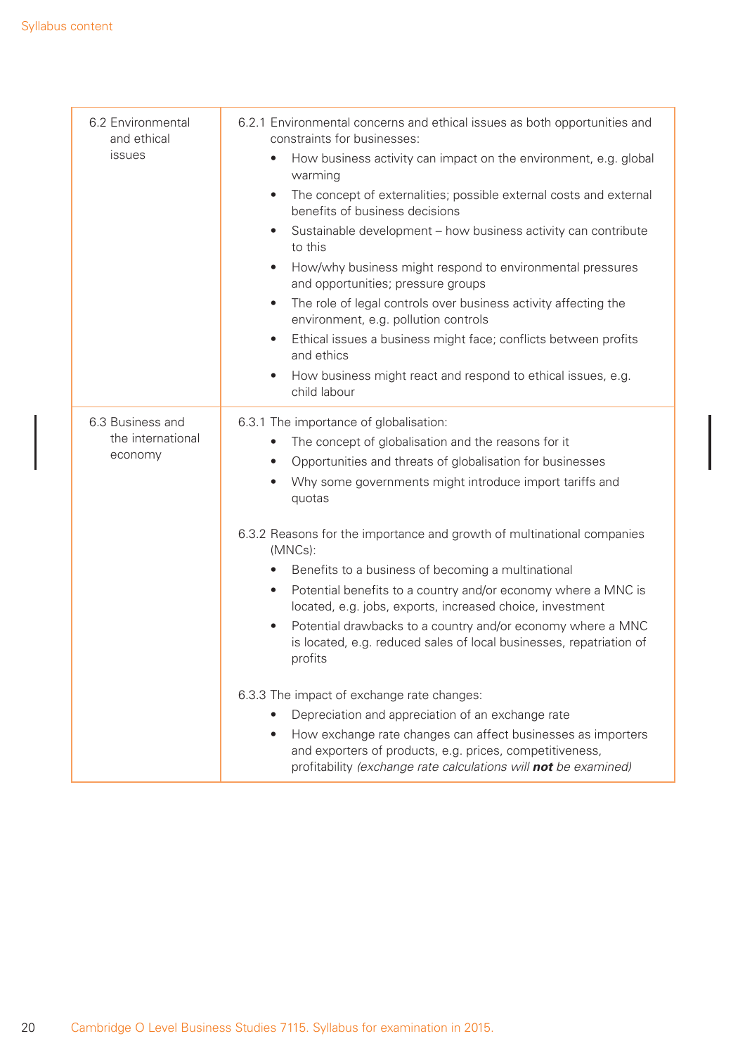| | |
|---|---|
| 6.2 Environmental and ethical issues | 6.2.1 Environmental concerns and ethical issues as both opportunities and constraints for businesses:<br>• How business activity can impact on the environment, e.g. global warming<br>• The concept of externalities; possible external costs and external benefits of business decisions<br>• Sustainable development – how business activity can contribute to this<br>• How/why business might respond to environmental pressures and opportunities; pressure groups<br>• The role of legal controls over business activity affecting the environment, e.g. pollution controls<br>• Ethical issues a business might face; conflicts between profits and ethics<br>• How business might react and respond to ethical issues, e.g. child labour |
| 6.3 Business and the international economy | 6.3.1 The importance of globalisation:<br>• The concept of globalisation and the reasons for it<br>• Opportunities and threats of globalisation for businesses<br>• Why some governments might introduce import tariffs and quotas<br><br>6.3.2 Reasons for the importance and growth of multinational companies (MNCs):<br>• Benefits to a business of becoming a multinational<br>• Potential benefits to a country and/or economy where a MNC is located, e.g. jobs, exports, increased choice, investment<br>• Potential drawbacks to a country and/or economy where a MNC is located, e.g. reduced sales of local businesses, repatriation of profits<br><br>6.3.3 The impact of exchange rate changes:<br>• Depreciation and appreciation of an exchange rate<br>• How exchange rate changes can affect businesses as importers and exporters of products, e.g. prices, competitiveness, profitability *(exchange rate calculations will **not** be examined)* |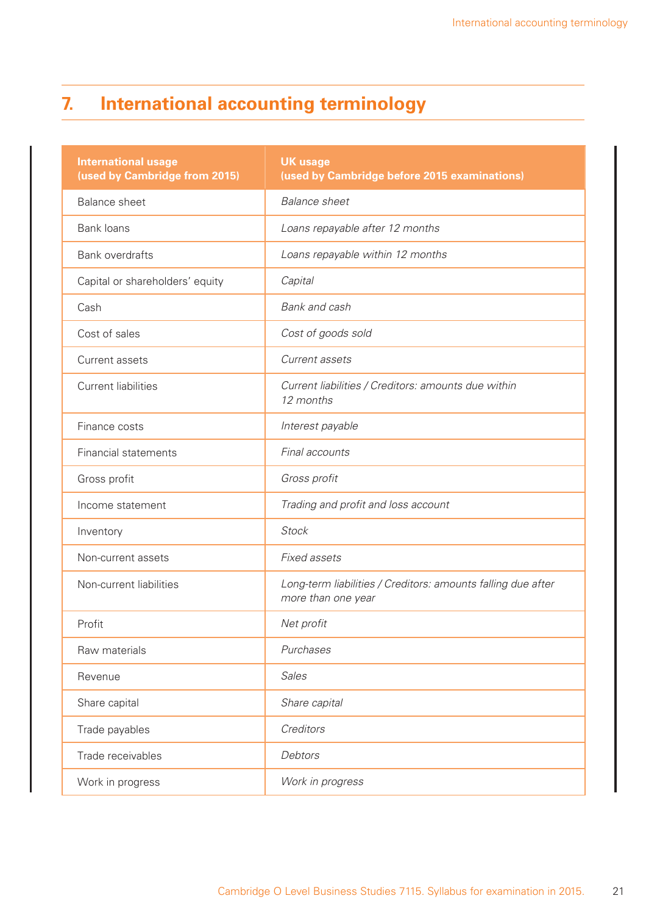# 7. International accounting terminology

| International usage (used by Cambridge from 2015) | UK usage (used by Cambridge before 2015 examinations) |
|---|---|
| Balance sheet | *Balance sheet* |
| Bank loans | *Loans repayable after 12 months* |
| Bank overdrafts | *Loans repayable within 12 months* |
| Capital or shareholders' equity | *Capital* |
| Cash | *Bank and cash* |
| Cost of sales | *Cost of goods sold* |
| Current assets | *Current assets* |
| Current liabilities | *Current liabilities / Creditors: amounts due within 12 months* |
| Finance costs | *Interest payable* |
| Financial statements | *Final accounts* |
| Gross profit | *Gross profit* |
| Income statement | *Trading and profit and loss account* |
| Inventory | *Stock* |
| Non-current assets | *Fixed assets* |
| Non-current liabilities | *Long-term liabilities / Creditors: amounts falling due after more than one year* |
| Profit | *Net profit* |
| Raw materials | *Purchases* |
| Revenue | *Sales* |
| Share capital | *Share capital* |
| Trade payables | *Creditors* |
| Trade receivables | *Debtors* |
| Work in progress | *Work in progress* |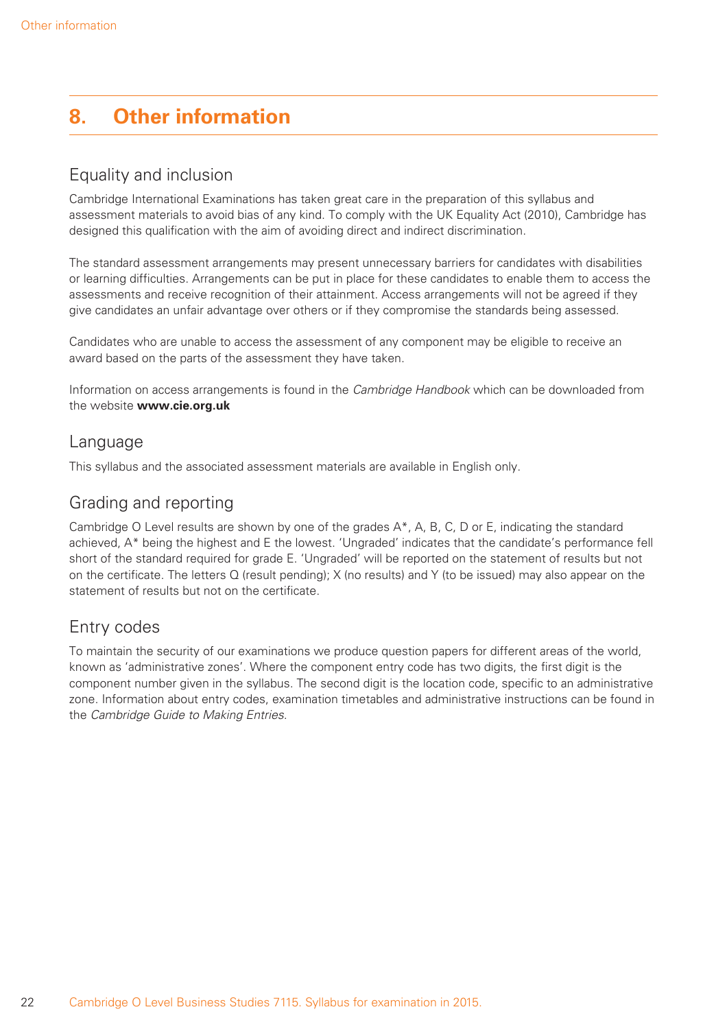# 8. Other information

## Equality and inclusion

Cambridge International Examinations has taken great care in the preparation of this syllabus and assessment materials to avoid bias of any kind. To comply with the UK Equality Act (2010), Cambridge has designed this qualification with the aim of avoiding direct and indirect discrimination.

The standard assessment arrangements may present unnecessary barriers for candidates with disabilities or learning difficulties. Arrangements can be put in place for these candidates to enable them to access the assessments and receive recognition of their attainment. Access arrangements will not be agreed if they give candidates an unfair advantage over others or if they compromise the standards being assessed.

Candidates who are unable to access the assessment of any component may be eligible to receive an award based on the parts of the assessment they have taken.

Information on access arrangements is found in the *Cambridge Handbook* which can be downloaded from the website **www.cie.org.uk**

## Language

This syllabus and the associated assessment materials are available in English only.

## Grading and reporting

Cambridge O Level results are shown by one of the grades A*, A, B, C, D or E, indicating the standard achieved, A* being the highest and E the lowest. 'Ungraded' indicates that the candidate's performance fell short of the standard required for grade E. 'Ungraded' will be reported on the statement of results but not on the certificate. The letters Q (result pending); X (no results) and Y (to be issued) may also appear on the statement of results but not on the certificate.

## Entry codes

To maintain the security of our examinations we produce question papers for different areas of the world, known as 'administrative zones'. Where the component entry code has two digits, the first digit is the component number given in the syllabus. The second digit is the location code, specific to an administrative zone. Information about entry codes, examination timetables and administrative instructions can be found in the *Cambridge Guide to Making Entries*.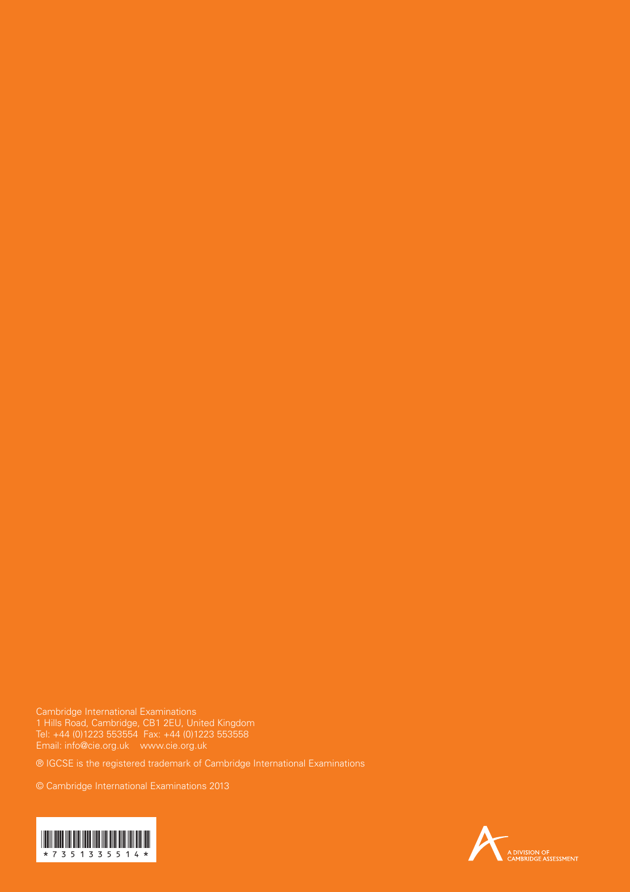Cambridge International Examinations
1 Hills Road, Cambridge, CB1 2EU, United Kingdom
Tel: +44 (0)1223 553554 Fax: +44 (0)1223 553558
Email: info@cie.org.uk www.cie.org.uk

® IGCSE is the registered trademark of Cambridge International Examinations

© Cambridge International Examinations 2013

*7351335514*

A DIVISION OF
CAMBRIDGE ASSESSMENT